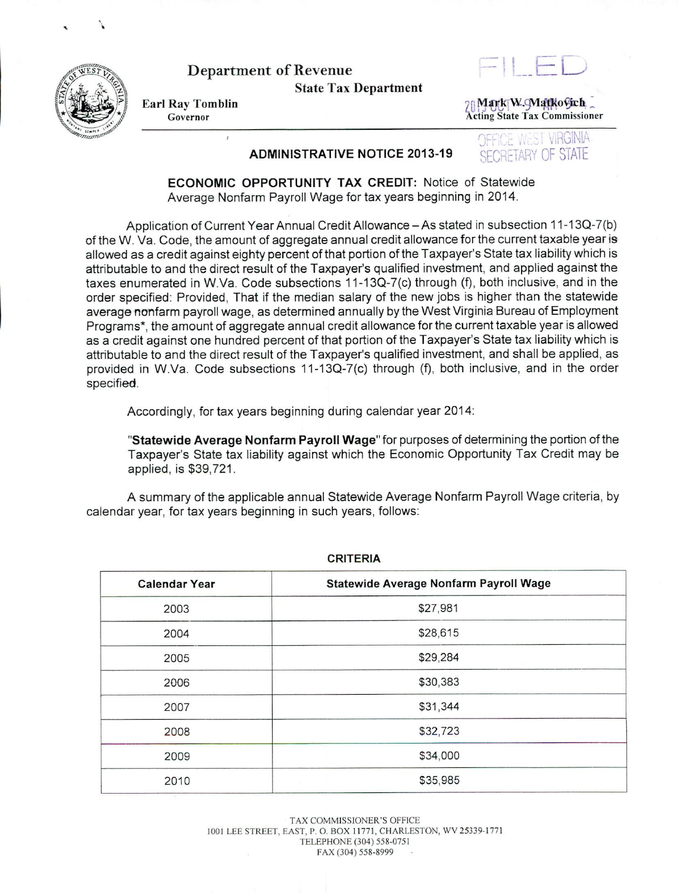# Department of Revenue

## State Tax Department

**Earl Ray Tomblin**
Governor

**Mark W. Matkovich**
Acting State Tax Commissioner

FILED

OFFICE WEST VIRGINIA SECRETARY OF STATE

### ADMINISTRATIVE NOTICE 2013-19

**ECONOMIC OPPORTUNITY TAX CREDIT:** Notice of Statewide Average Nonfarm Payroll Wage for tax years beginning in 2014.

Application of Current Year Annual Credit Allowance – As stated in subsection 11-13Q-7(b) of the W. Va. Code, the amount of aggregate annual credit allowance for the current taxable year is allowed as a credit against eighty percent of that portion of the Taxpayer's State tax liability which is attributable to and the direct result of the Taxpayer's qualified investment, and applied against the taxes enumerated in W.Va. Code subsections 11-13Q-7(c) through (f), both inclusive, and in the order specified: Provided, That if the median salary of the new jobs is higher than the statewide average nonfarm payroll wage, as determined annually by the West Virginia Bureau of Employment Programs*, the amount of aggregate annual credit allowance for the current taxable year is allowed as a credit against one hundred percent of that portion of the Taxpayer's State tax liability which is attributable to and the direct result of the Taxpayer's qualified investment, and shall be applied, as provided in W.Va. Code subsections 11-13Q-7(c) through (f), both inclusive, and in the order specified.

Accordingly, for tax years beginning during calendar year 2014:

"**Statewide Average Nonfarm Payroll Wage**" for purposes of determining the portion of the Taxpayer's State tax liability against which the Economic Opportunity Tax Credit may be applied, is $39,721.

A summary of the applicable annual Statewide Average Nonfarm Payroll Wage criteria, by calendar year, for tax years beginning in such years, follows:

**CRITERIA**

| Calendar Year | Statewide Average Nonfarm Payroll Wage |
|---|---|
| 2003 | $27,981 |
| 2004 | $28,615 |
| 2005 | $29,284 |
| 2006 | $30,383 |
| 2007 | $31,344 |
| 2008 | $32,723 |
| 2009 | $34,000 |
| 2010 | $35,985 |

TAX COMMISSIONER'S OFFICE
1001 LEE STREET, EAST, P. O. BOX 11771, CHARLESTON, WV 25339-1771
TELEPHONE (304) 558-0751
FAX (304) 558-8999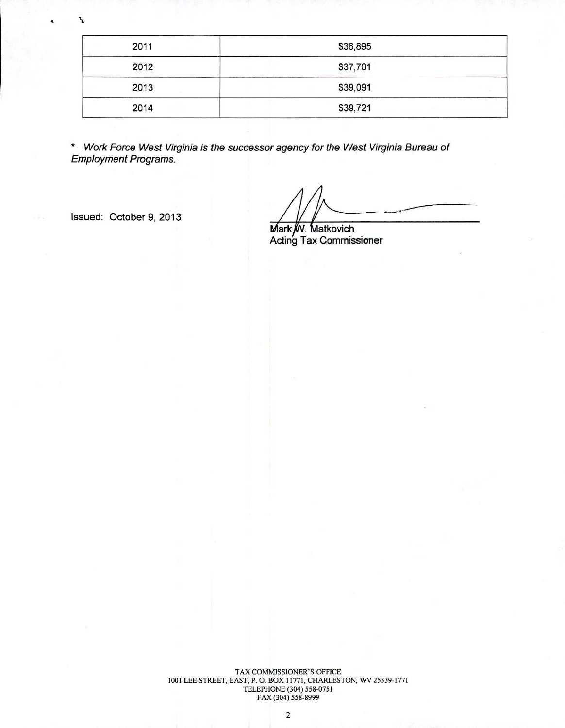| | |
|---|---|
| 2011 | $36,895 |
| 2012 | $37,701 |
| 2013 | $39,091 |
| 2014 | $39,721 |

\* *Work Force West Virginia is the successor agency for the West Virginia Bureau of Employment Programs.*

Issued: October 9, 2013

Mark W. Matkovich
Acting Tax Commissioner

TAX COMMISSIONER'S OFFICE
1001 LEE STREET, EAST, P. O. BOX 11771, CHARLESTON, WV 25339-1771
TELEPHONE (304) 558-0751
FAX (304) 558-8999